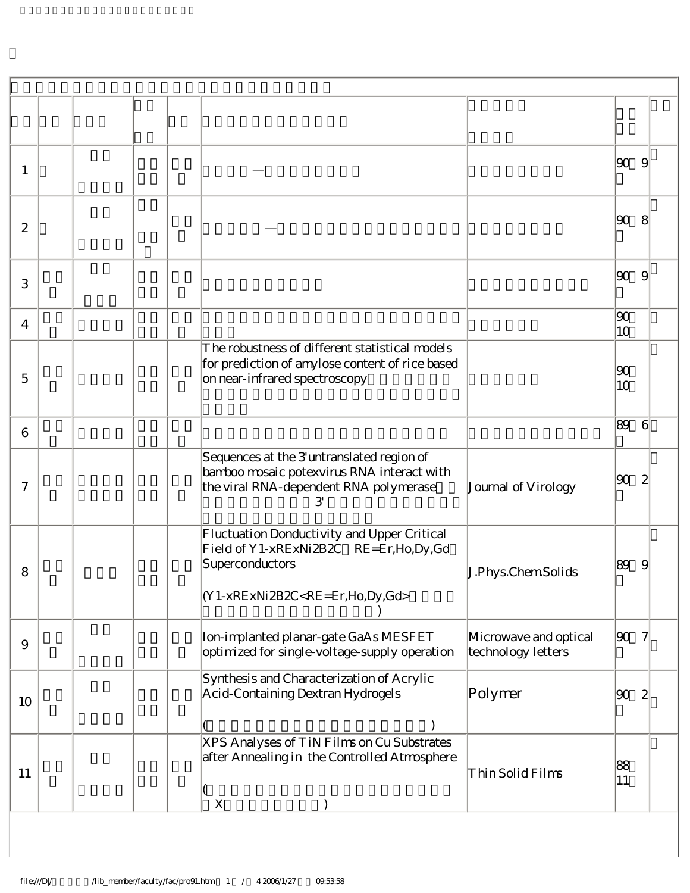| | | | | | | | | |
|---|---|---|---|---|---|---|---|---|
| 1 | | | | | — | | 90 9 | |
| 2 | | | | | — | | 90 8 | |
| 3 | | | | | | | 90 9 | |
| 4 | | | | | | | 90 10 | |
| 5 | | | | | The robustness of different statistical models for prediction of amylose content of rice based on near-infrared spectroscopy | | 90 10 | |
| 6 | | | | | | | 89 6 | |
| 7 | | | | | Sequences at the 3'untranslated region of bamboo mosaic potexvirus RNA interact with the viral RNA-dependent RNA polymerase 3' | Journal of Virology | 90 2 | |
| 8 | | | | | Fluctuation Donductivity and Upper Critical Field of Y1-xRExNi2B2C RE=Er,Ho,Dy,Gd Superconductors (Y1-xRExNi2B2C<RE=Er,Ho,Dy,Gd> ) | J.Phys.Chem.Solids | 89 9 | |
| 9 | | | | | Ion-implanted planar-gate GaAs MESFET optimized for single-voltage-supply operation | Microwave and optical technology letters | 90 7 | |
| 10 | | | | | Synthesis and Characterization of Acrylic Acid-Containing Dextran Hydrogels ( ) | Polymer | 90 2 | |
| 11 | | | | | XPS Analyses of TiN Films on Cu Substrates after Annealing in the Controlled Atmosphere ( X ) | Thin Solid Films | 88 11 | |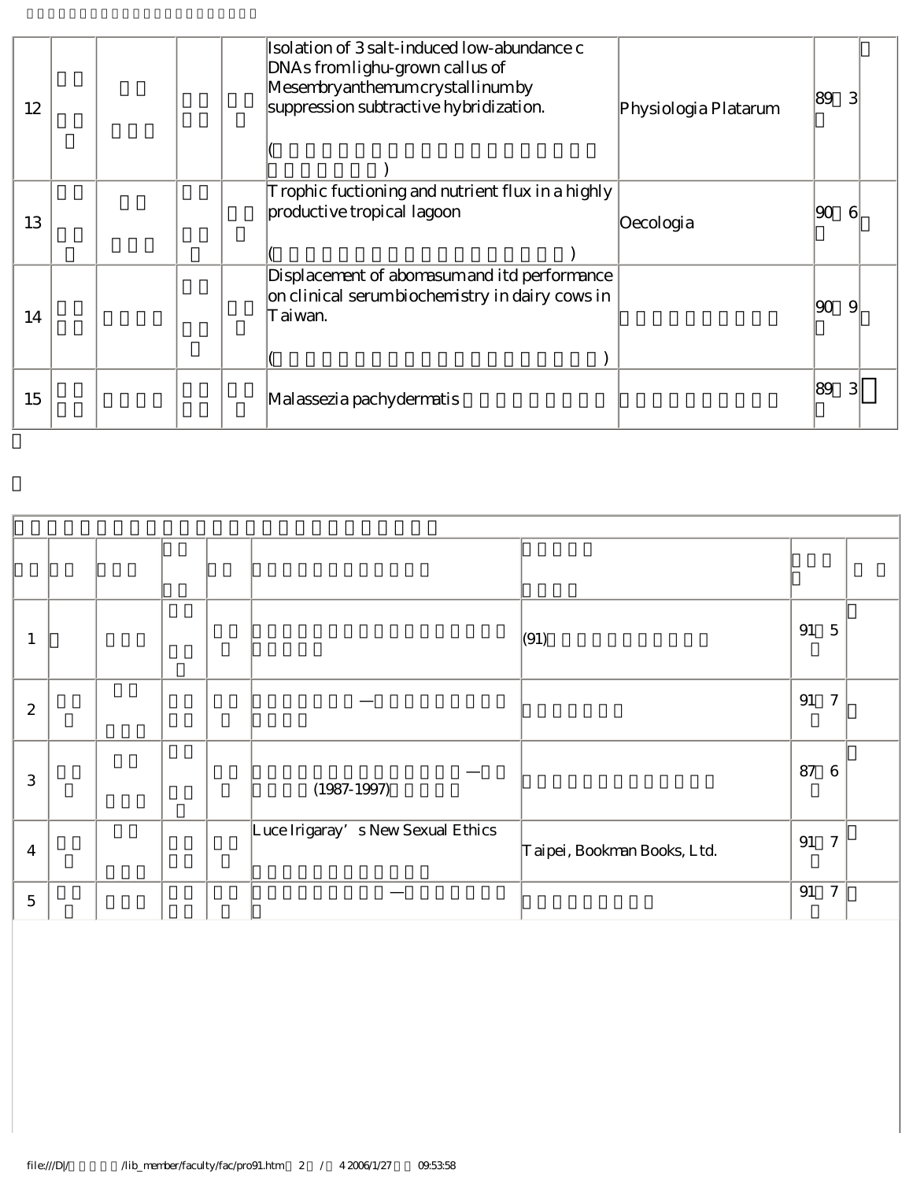| 12 | | | | | Isolation of 3 salt-induced low-abundance c DNAs from lighu-grown callus of Mesembryanthemum crystallinum by suppression subtractive hybridization.<br><br>( ) | Physiologia Platarum | 89 3 | |
|---|---|---|---|---|---|---|---|---|
| 13 | | | | | Trophic fuctioning and nutrient flux in a highly productive tropical lagoon<br><br>( ) | Oecologia | 90 6 | |
| 14 | | | | | Displacement of abomasum and itd performance on clinical serum biochemistry in dairy cows in Taiwan.<br><br>( ) | | 90 9 | |
| 15 | | | | | Malassezia pachydermatis | | 89 3 | |

| | | | | | | | | |
|---|---|---|---|---|---|---|---|---|
| 1 | | | | | | (91) | 91 5 | |
| 2 | | | | | — | | 91 7 | |
| 3 | | | | | — (1987-1997) | | 87 6 | |
| 4 | | | | | Luce Irigaray's New Sexual Ethics | Taipei, Bookman Books, Ltd. | 91 7 | |
| 5 | | | | | — | | 91 7 | |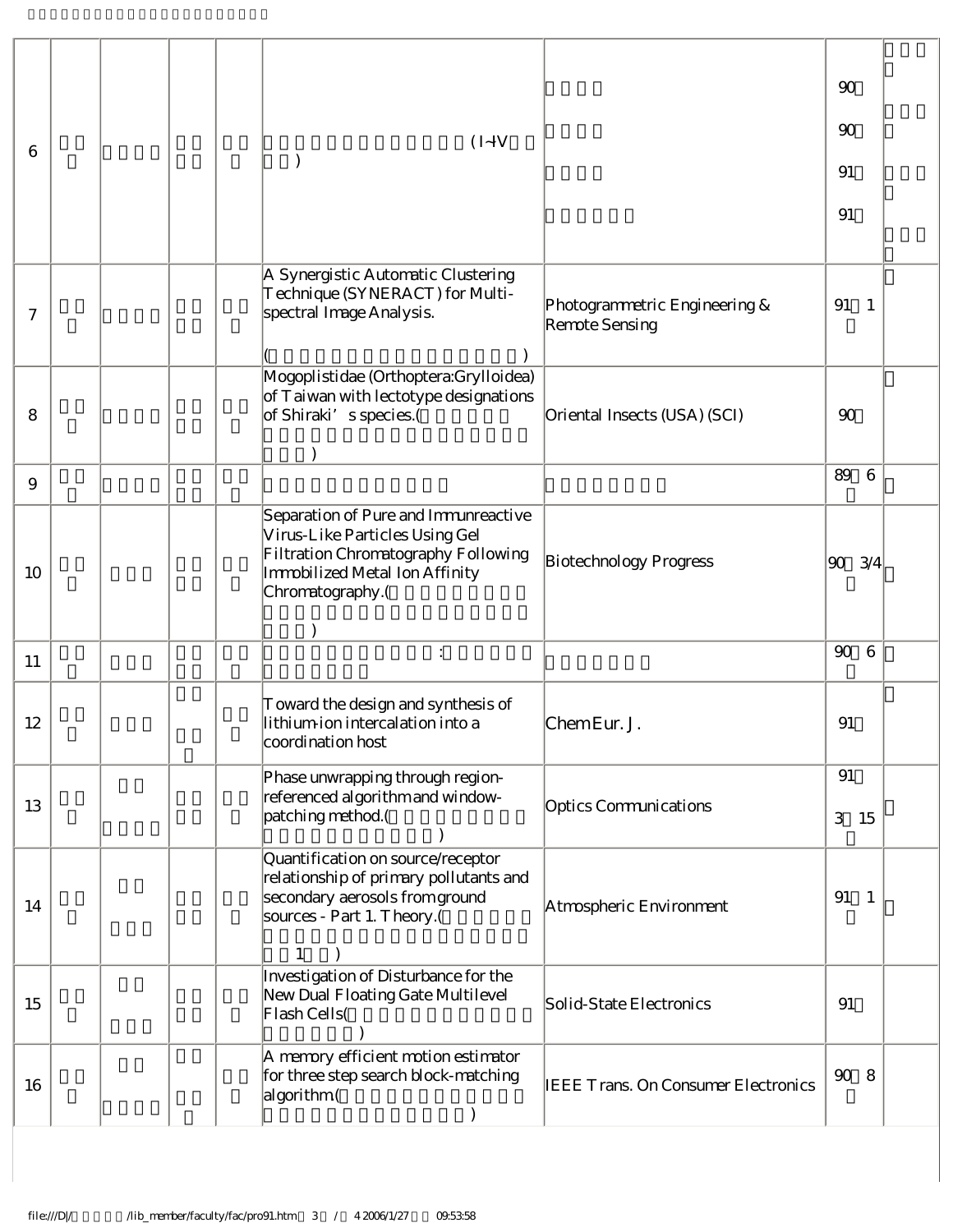| 6 |  |  |  |  | (I~IV ) |  | 90<br>90<br>91<br>91 |  |
|---|---|---|---|---|---|---|---|---|
| 7 |  |  |  |  | A Synergistic Automatic Clustering Technique (SYNERACT) for Multi-spectral Image Analysis.<br><br>( ) | Photogrammetric Engineering & Remote Sensing | 91 1 |  |
| 8 |  |  |  |  | Mogoplistidae (Orthoptera:Grylloidea) of Taiwan with lectotype designations of Shiraki's species.( ) | Oriental Insects (USA) (SCI) | 90 |  |
| 9 |  |  |  |  |  |  | 89 6 |  |
| 10 |  |  |  |  | Separation of Pure and Immunreactive Virus-Like Particles Using Gel Filtration Chromatography Following Immobilized Metal Ion Affinity Chromatography.( ) | Biotechnology Progress | 90 3/4 |  |
| 11 |  |  |  |  | : |  | 90 6 |  |
| 12 |  |  |  |  | Toward the design and synthesis of lithium-ion intercalation into a coordination host | Chem Eur. J. | 91 |  |
| 13 |  |  |  |  | Phase unwrapping through region-referenced algorithm and window-patching method.( ) | Optics Communications | 91<br>3 15 |  |
| 14 |  |  |  |  | Quantification on source/receptor relationship of primary pollutants and secondary aerosols from ground sources - Part 1. Theory.( 1 ) | Atmospheric Environment | 91 1 |  |
| 15 |  |  |  |  | Investigation of Disturbance for the New Dual Floating Gate Multilevel Flash Cells( ) | Solid-State Electronics | 91 |  |
| 16 |  |  |  |  | A memory efficient motion estimator for three step search block-matching algorithm.( ) | IEEE Trans. On Consumer Electronics | 90 8 |  |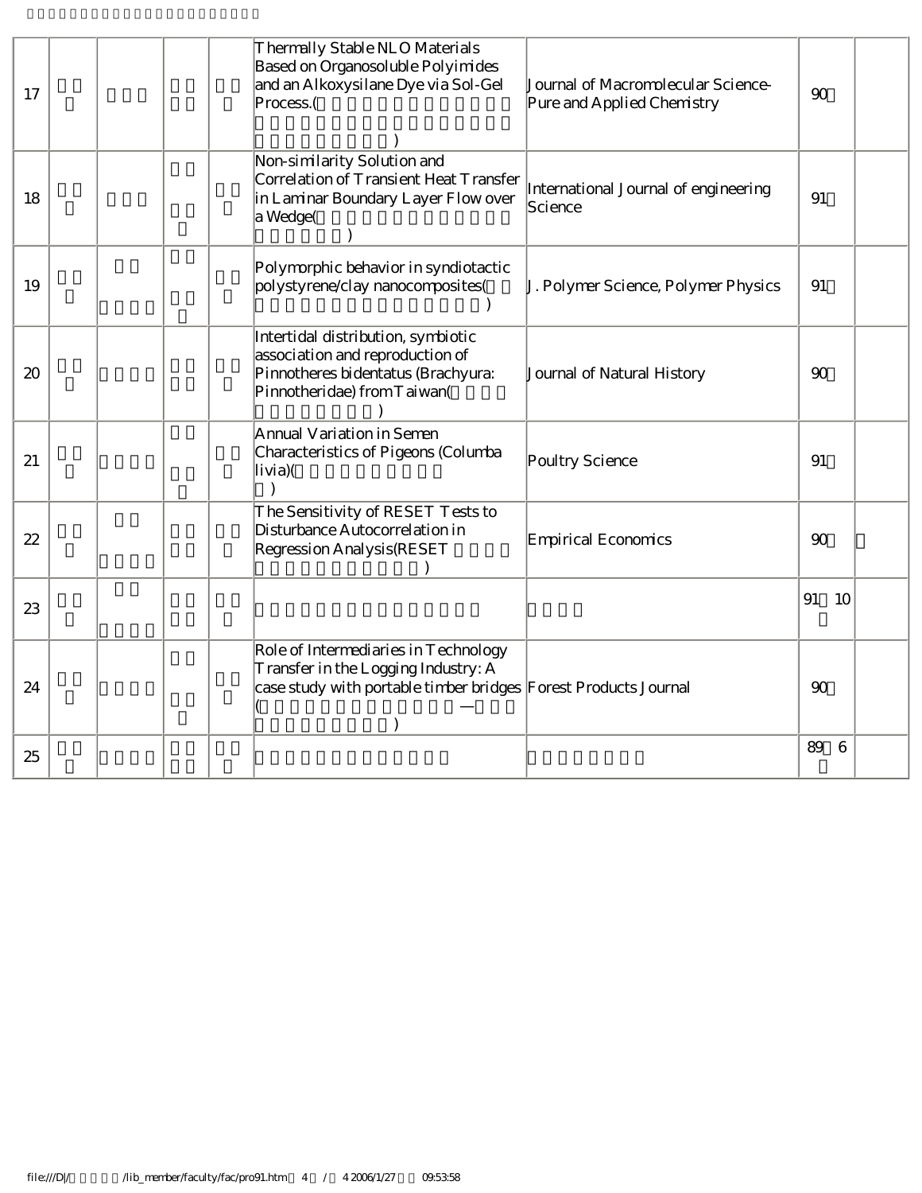| | | | | | | | |
|---|---|---|---|---|---|---|---|
| 17 | | | | | Thermally Stable NLO Materials Based on Organosoluble Polyimides and an Alkoxysilane Dye via Sol-Gel Process.( ) | Journal of Macromolecular Science-Pure and Applied Chemistry | 90 | |
| 18 | | | | | Non-similarity Solution and Correlation of Transient Heat Transfer in Laminar Boundary Layer Flow over a Wedge( ) | International Journal of engineering Science | 91 | |
| 19 | | | | | Polymorphic behavior in syndiotactic polystyrene/clay nanocomposites( ) | J. Polymer Science, Polymer Physics | 91 | |
| 20 | | | | | Intertidal distribution, symbiotic association and reproduction of Pinnotheres bidentatus (Brachyura: Pinnotheridae) from Taiwan( ) | Journal of Natural History | 90 | |
| 21 | | | | | Annual Variation in Semen Characteristics of Pigeons (Columba livia)( ) | Poultry Science | 91 | |
| 22 | | | | | The Sensitivity of RESET Tests to Disturbance Autocorrelation in Regression Analysis(RESET ) | Empirical Economics | 90 | |
| 23 | | | | | | | 91 10 | |
| 24 | | | | | Role of Intermediaries in Technology Transfer in the Logging Industry: A case study with portable timber bridges ( — ) | Forest Products Journal | 90 | |
| 25 | | | | | | | 89 6 | |